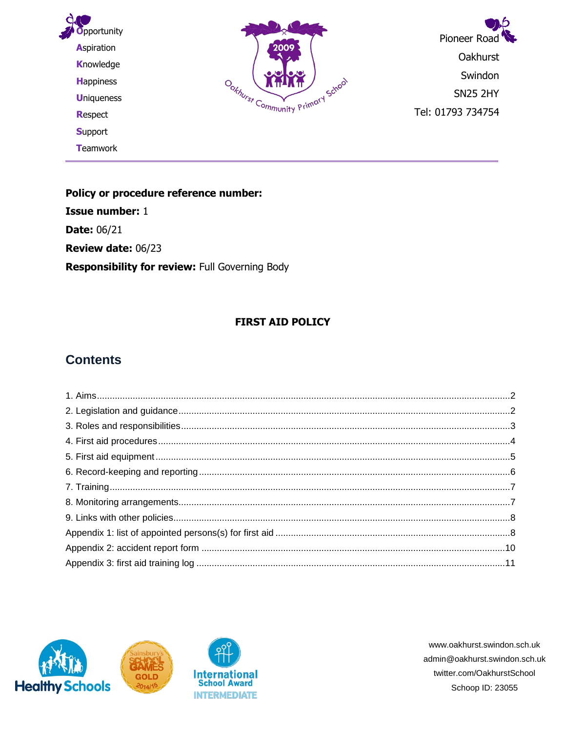**O**pportunity
**A**spiration
**K**nowledge
**H**appiness
**U**niqueness
**R**espect
**S**upport
**T**eamwork

Pioneer Road
Oakhurst
Swindon
SN25 2HY
Tel: 01793 734754

---

**Policy or procedure reference number:**
**Issue number:** 1
**Date:** 06/21
**Review date:** 06/23
**Responsibility for review:** Full Governing Body

**FIRST AID POLICY**

## Contents

1. Aims ........................................................ 2
2. Legislation and guidance ........................................................ 2
3. Roles and responsibilities ........................................................ 3
4. First aid procedures ........................................................ 4
5. First aid equipment ........................................................ 5
6. Record-keeping and reporting ........................................................ 6
7. Training ........................................................ 7
8. Monitoring arrangements ........................................................ 7
9. Links with other policies ........................................................ 8
Appendix 1: list of appointed persons(s) for first aid ........................................................ 8
Appendix 2: accident report form ........................................................ 10
Appendix 3: first aid training log ........................................................ 11

www.oakhurst.swindon.sch.uk
admin@oakhurst.swindon.sch.uk
twitter.com/OakhurstSchool
Schoop ID: 23055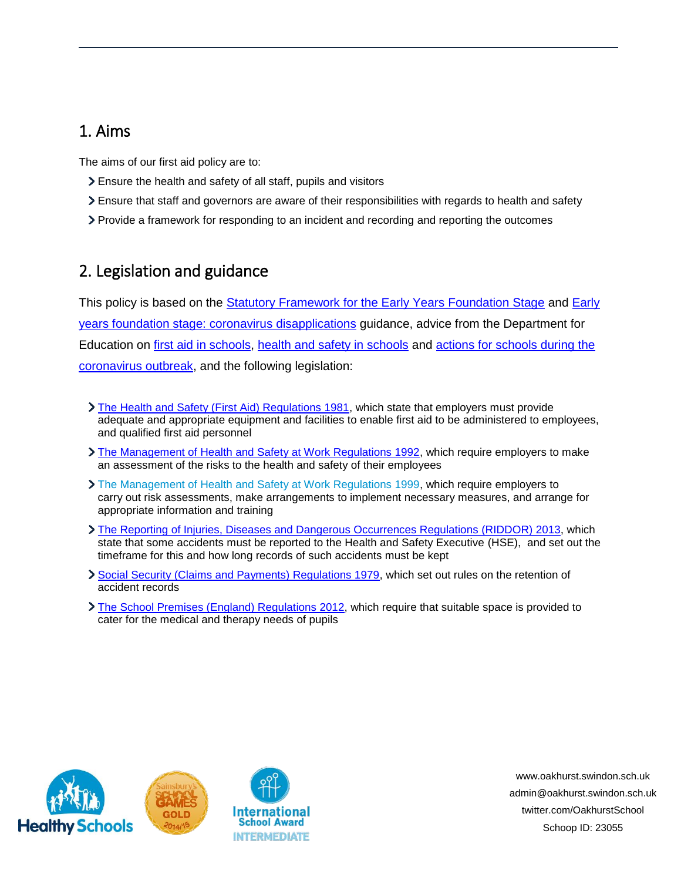## 1. Aims

The aims of our first aid policy are to:

- Ensure the health and safety of all staff, pupils and visitors
- Ensure that staff and governors are aware of their responsibilities with regards to health and safety
- Provide a framework for responding to an incident and recording and reporting the outcomes

## 2. Legislation and guidance

This policy is based on the Statutory Framework for the Early Years Foundation Stage and Early years foundation stage: coronavirus disapplications guidance, advice from the Department for Education on first aid in schools, health and safety in schools and actions for schools during the coronavirus outbreak, and the following legislation:

- The Health and Safety (First Aid) Regulations 1981, which state that employers must provide adequate and appropriate equipment and facilities to enable first aid to be administered to employees, and qualified first aid personnel
- The Management of Health and Safety at Work Regulations 1992, which require employers to make an assessment of the risks to the health and safety of their employees
- The Management of Health and Safety at Work Regulations 1999, which require employers to carry out risk assessments, make arrangements to implement necessary measures, and arrange for appropriate information and training
- The Reporting of Injuries, Diseases and Dangerous Occurrences Regulations (RIDDOR) 2013, which state that some accidents must be reported to the Health and Safety Executive (HSE), and set out the timeframe for this and how long records of such accidents must be kept
- Social Security (Claims and Payments) Regulations 1979, which set out rules on the retention of accident records
- The School Premises (England) Regulations 2012, which require that suitable space is provided to cater for the medical and therapy needs of pupils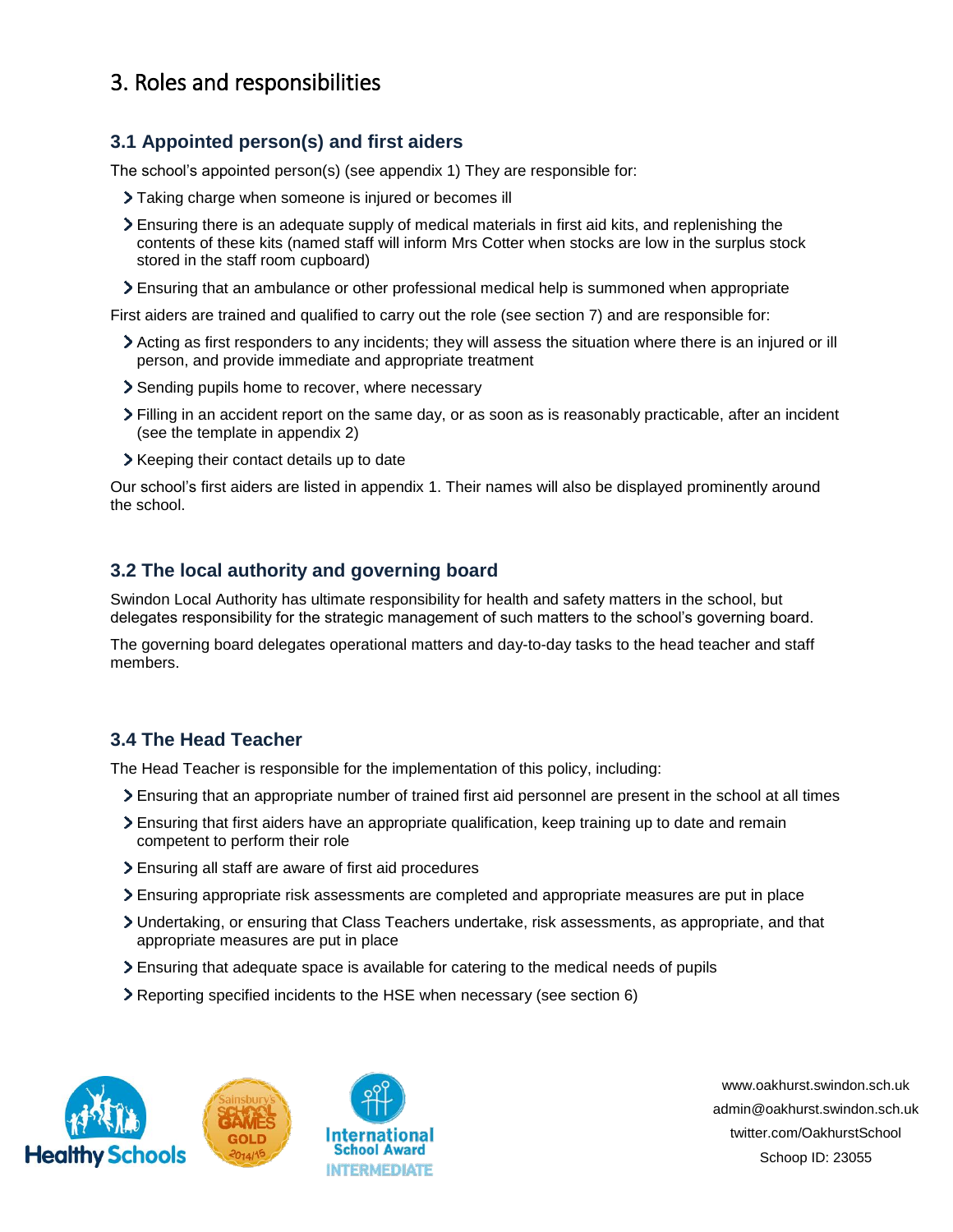# 3. Roles and responsibilities

## 3.1 Appointed person(s) and first aiders

The school's appointed person(s) (see appendix 1) They are responsible for:

- Taking charge when someone is injured or becomes ill
- Ensuring there is an adequate supply of medical materials in first aid kits, and replenishing the contents of these kits (named staff will inform Mrs Cotter when stocks are low in the surplus stock stored in the staff room cupboard)
- Ensuring that an ambulance or other professional medical help is summoned when appropriate

First aiders are trained and qualified to carry out the role (see section 7) and are responsible for:

- Acting as first responders to any incidents; they will assess the situation where there is an injured or ill person, and provide immediate and appropriate treatment
- Sending pupils home to recover, where necessary
- Filling in an accident report on the same day, or as soon as is reasonably practicable, after an incident (see the template in appendix 2)
- Keeping their contact details up to date

Our school's first aiders are listed in appendix 1. Their names will also be displayed prominently around the school.

## 3.2 The local authority and governing board

Swindon Local Authority has ultimate responsibility for health and safety matters in the school, but delegates responsibility for the strategic management of such matters to the school's governing board.

The governing board delegates operational matters and day-to-day tasks to the head teacher and staff members.

## 3.4 The Head Teacher

The Head Teacher is responsible for the implementation of this policy, including:

- Ensuring that an appropriate number of trained first aid personnel are present in the school at all times
- Ensuring that first aiders have an appropriate qualification, keep training up to date and remain competent to perform their role
- Ensuring all staff are aware of first aid procedures
- Ensuring appropriate risk assessments are completed and appropriate measures are put in place
- Undertaking, or ensuring that Class Teachers undertake, risk assessments, as appropriate, and that appropriate measures are put in place
- Ensuring that adequate space is available for catering to the medical needs of pupils
- Reporting specified incidents to the HSE when necessary (see section 6)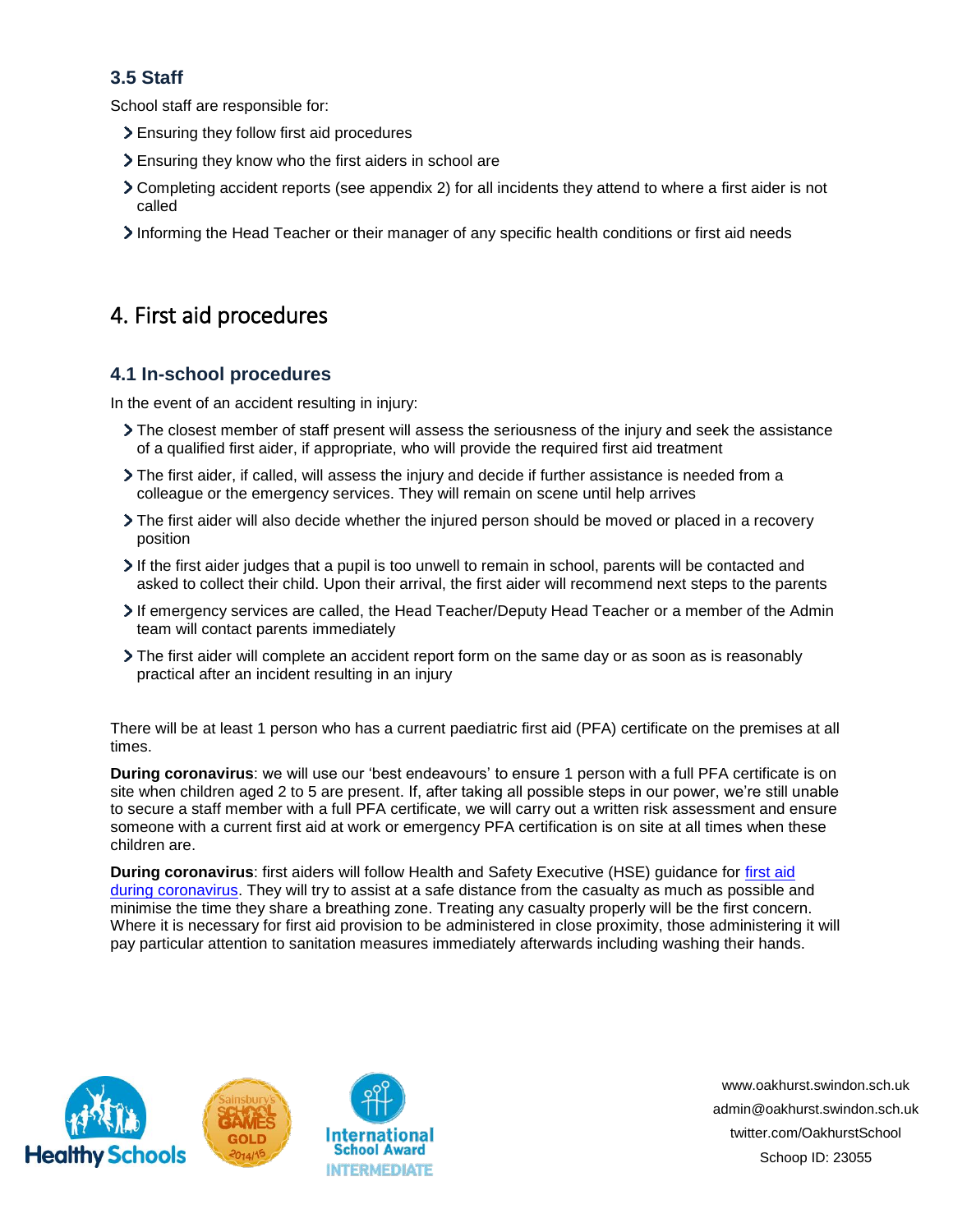### 3.5 Staff

School staff are responsible for:

- Ensuring they follow first aid procedures
- Ensuring they know who the first aiders in school are
- Completing accident reports (see appendix 2) for all incidents they attend to where a first aider is not called
- Informing the Head Teacher or their manager of any specific health conditions or first aid needs

## 4. First aid procedures

### 4.1 In-school procedures

In the event of an accident resulting in injury:

- The closest member of staff present will assess the seriousness of the injury and seek the assistance of a qualified first aider, if appropriate, who will provide the required first aid treatment
- The first aider, if called, will assess the injury and decide if further assistance is needed from a colleague or the emergency services. They will remain on scene until help arrives
- The first aider will also decide whether the injured person should be moved or placed in a recovery position
- If the first aider judges that a pupil is too unwell to remain in school, parents will be contacted and asked to collect their child. Upon their arrival, the first aider will recommend next steps to the parents
- If emergency services are called, the Head Teacher/Deputy Head Teacher or a member of the Admin team will contact parents immediately
- The first aider will complete an accident report form on the same day or as soon as is reasonably practical after an incident resulting in an injury

There will be at least 1 person who has a current paediatric first aid (PFA) certificate on the premises at all times.

**During coronavirus**: we will use our 'best endeavours' to ensure 1 person with a full PFA certificate is on site when children aged 2 to 5 are present. If, after taking all possible steps in our power, we're still unable to secure a staff member with a full PFA certificate, we will carry out a written risk assessment and ensure someone with a current first aid at work or emergency PFA certification is on site at all times when these children are.

**During coronavirus**: first aiders will follow Health and Safety Executive (HSE) guidance for first aid during coronavirus. They will try to assist at a safe distance from the casualty as much as possible and minimise the time they share a breathing zone. Treating any casualty properly will be the first concern. Where it is necessary for first aid provision to be administered in close proximity, those administering it will pay particular attention to sanitation measures immediately afterwards including washing their hands.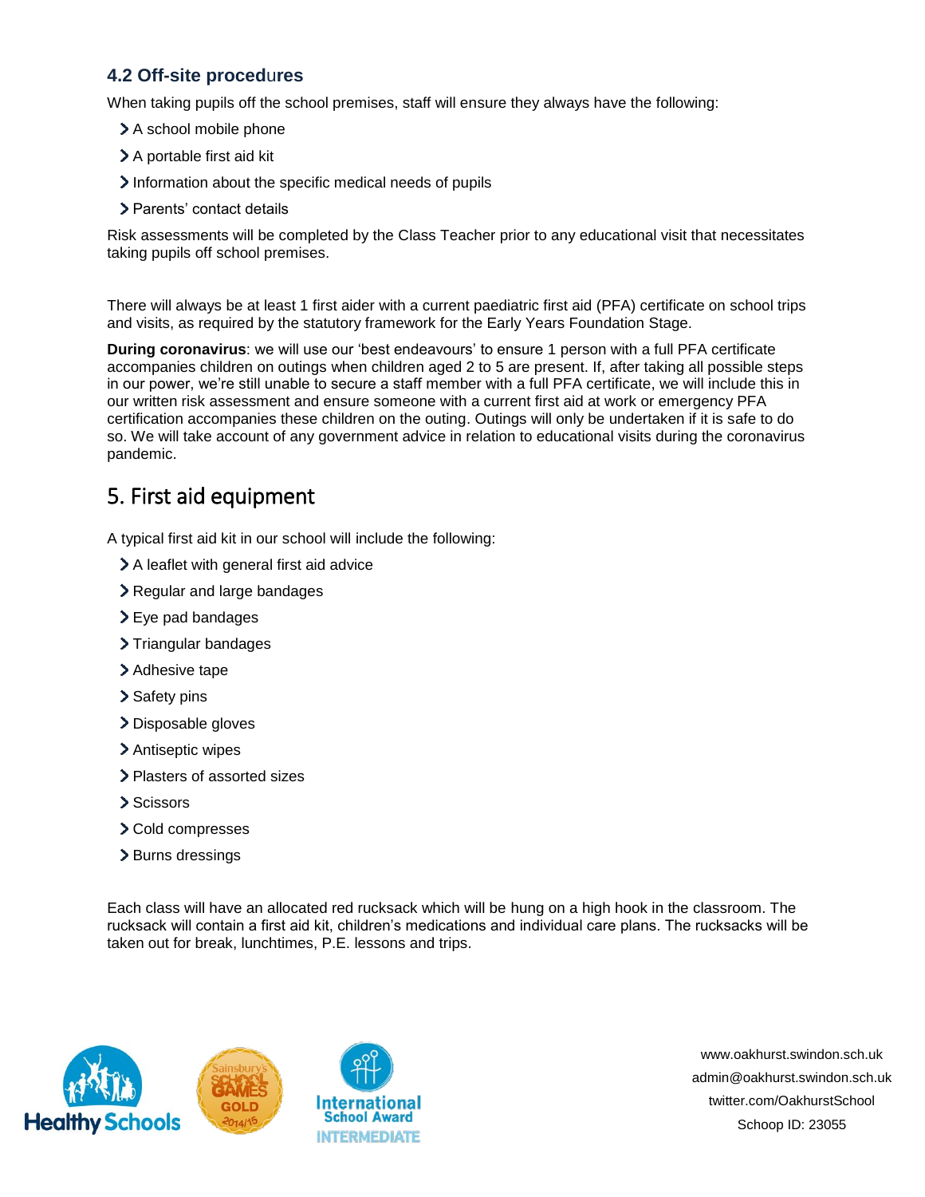### 4.2 Off-site procedures

When taking pupils off the school premises, staff will ensure they always have the following:

- A school mobile phone
- A portable first aid kit
- Information about the specific medical needs of pupils
- Parents' contact details

Risk assessments will be completed by the Class Teacher prior to any educational visit that necessitates taking pupils off school premises.

There will always be at least 1 first aider with a current paediatric first aid (PFA) certificate on school trips and visits, as required by the statutory framework for the Early Years Foundation Stage.

**During coronavirus**: we will use our 'best endeavours' to ensure 1 person with a full PFA certificate accompanies children on outings when children aged 2 to 5 are present. If, after taking all possible steps in our power, we're still unable to secure a staff member with a full PFA certificate, we will include this in our written risk assessment and ensure someone with a current first aid at work or emergency PFA certification accompanies these children on the outing. Outings will only be undertaken if it is safe to do so. We will take account of any government advice in relation to educational visits during the coronavirus pandemic.

## 5. First aid equipment

A typical first aid kit in our school will include the following:

- A leaflet with general first aid advice
- Regular and large bandages
- Eye pad bandages
- Triangular bandages
- Adhesive tape
- Safety pins
- Disposable gloves
- Antiseptic wipes
- Plasters of assorted sizes
- Scissors
- Cold compresses
- Burns dressings

Each class will have an allocated red rucksack which will be hung on a high hook in the classroom. The rucksack will contain a first aid kit, children's medications and individual care plans. The rucksacks will be taken out for break, lunchtimes, P.E. lessons and trips.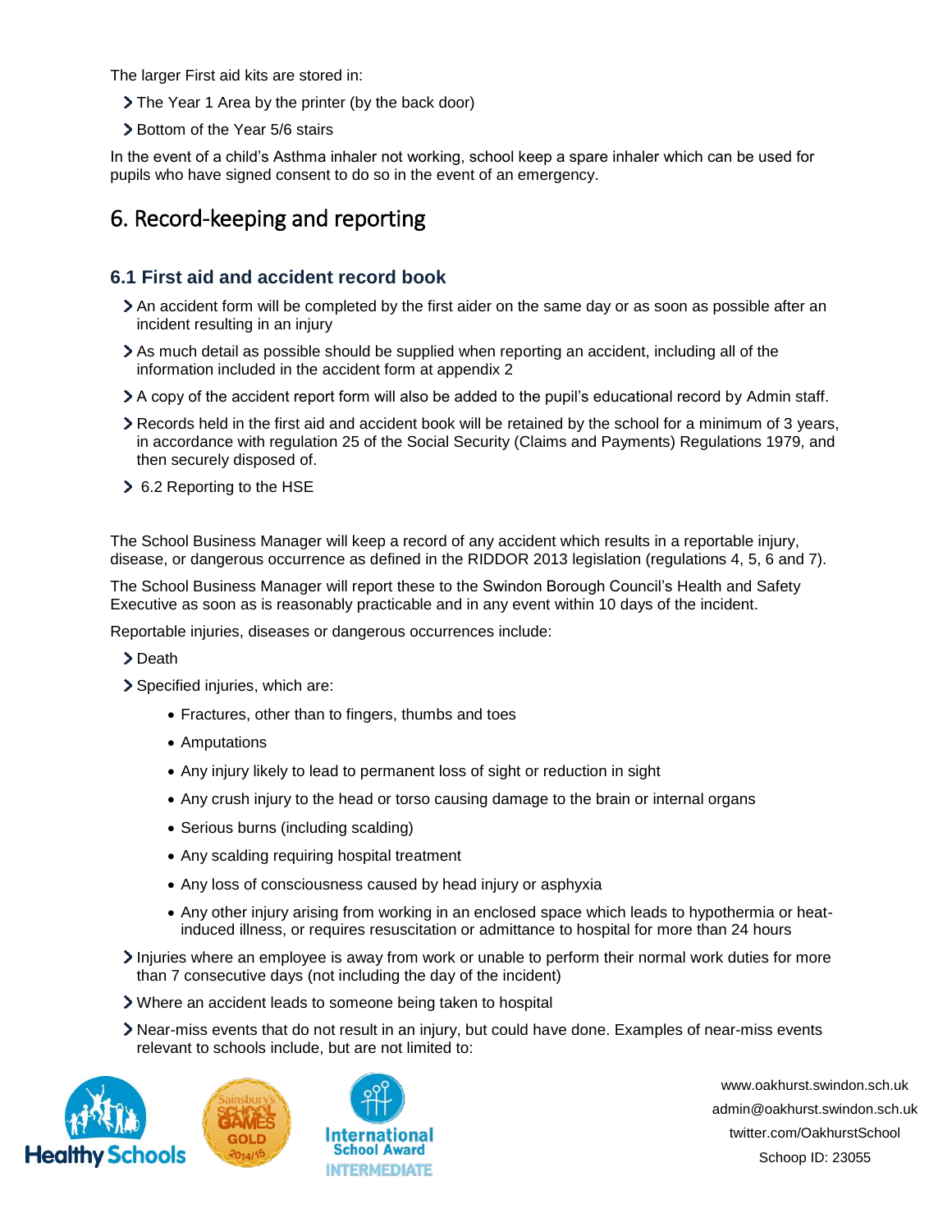The larger First aid kits are stored in:

- The Year 1 Area by the printer (by the back door)
- Bottom of the Year 5/6 stairs

In the event of a child's Asthma inhaler not working, school keep a spare inhaler which can be used for pupils who have signed consent to do so in the event of an emergency.

## 6. Record-keeping and reporting

### 6.1 First aid and accident record book

- An accident form will be completed by the first aider on the same day or as soon as possible after an incident resulting in an injury
- As much detail as possible should be supplied when reporting an accident, including all of the information included in the accident form at appendix 2
- A copy of the accident report form will also be added to the pupil's educational record by Admin staff.
- Records held in the first aid and accident book will be retained by the school for a minimum of 3 years, in accordance with regulation 25 of the Social Security (Claims and Payments) Regulations 1979, and then securely disposed of.
- 6.2 Reporting to the HSE

The School Business Manager will keep a record of any accident which results in a reportable injury, disease, or dangerous occurrence as defined in the RIDDOR 2013 legislation (regulations 4, 5, 6 and 7).

The School Business Manager will report these to the Swindon Borough Council's Health and Safety Executive as soon as is reasonably practicable and in any event within 10 days of the incident.

Reportable injuries, diseases or dangerous occurrences include:

- Death
- Specified injuries, which are:
  - Fractures, other than to fingers, thumbs and toes
  - Amputations
  - Any injury likely to lead to permanent loss of sight or reduction in sight
  - Any crush injury to the head or torso causing damage to the brain or internal organs
  - Serious burns (including scalding)
  - Any scalding requiring hospital treatment
  - Any loss of consciousness caused by head injury or asphyxia
  - Any other injury arising from working in an enclosed space which leads to hypothermia or heat-induced illness, or requires resuscitation or admittance to hospital for more than 24 hours
- Injuries where an employee is away from work or unable to perform their normal work duties for more than 7 consecutive days (not including the day of the incident)
- Where an accident leads to someone being taken to hospital
- Near-miss events that do not result in an injury, but could have done. Examples of near-miss events relevant to schools include, but are not limited to: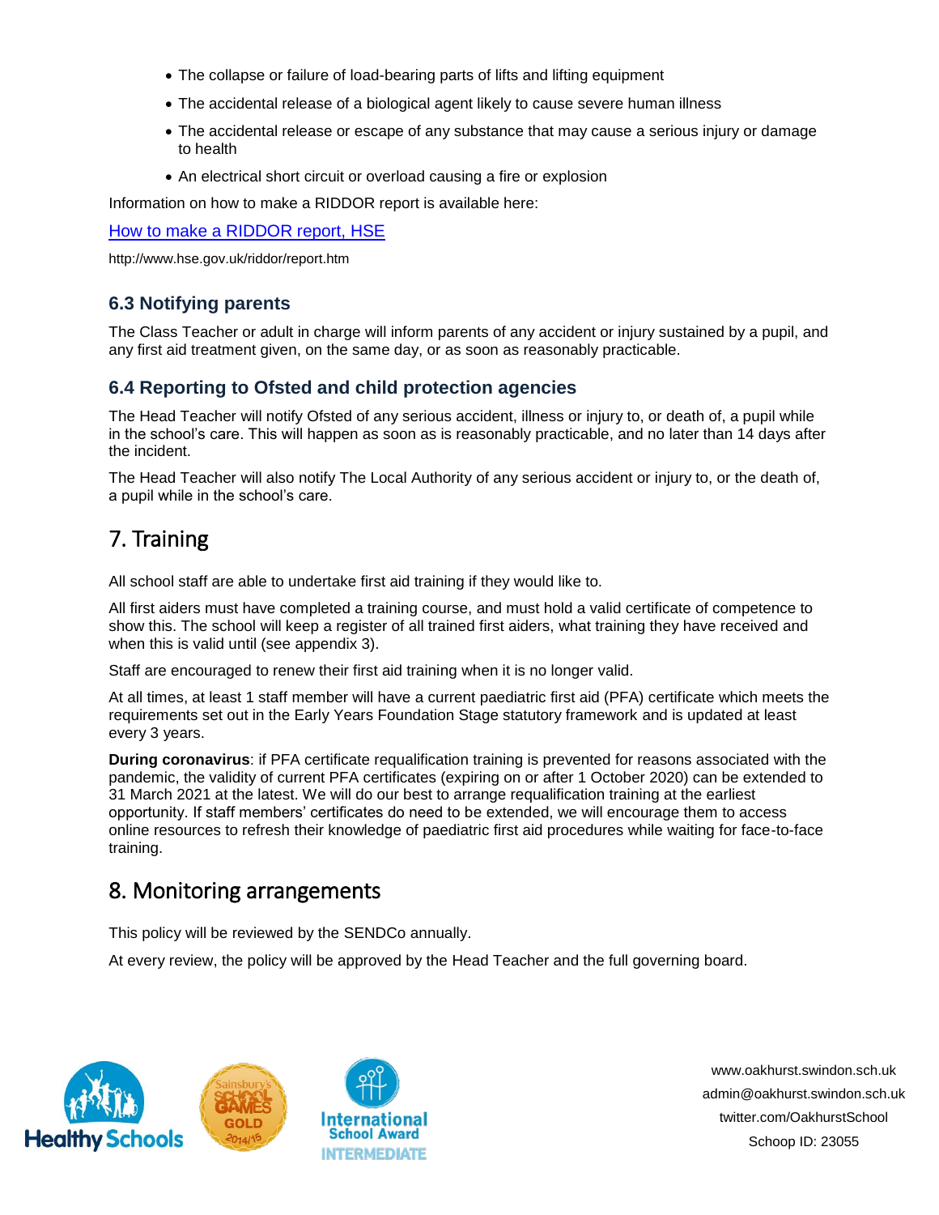- The collapse or failure of load-bearing parts of lifts and lifting equipment
- The accidental release of a biological agent likely to cause severe human illness
- The accidental release or escape of any substance that may cause a serious injury or damage to health
- An electrical short circuit or overload causing a fire or explosion

Information on how to make a RIDDOR report is available here:

[How to make a RIDDOR report, HSE](http://www.hse.gov.uk/riddor/report.htm)

http://www.hse.gov.uk/riddor/report.htm

### 6.3 Notifying parents

The Class Teacher or adult in charge will inform parents of any accident or injury sustained by a pupil, and any first aid treatment given, on the same day, or as soon as reasonably practicable.

### 6.4 Reporting to Ofsted and child protection agencies

The Head Teacher will notify Ofsted of any serious accident, illness or injury to, or death of, a pupil while in the school's care. This will happen as soon as is reasonably practicable, and no later than 14 days after the incident.

The Head Teacher will also notify The Local Authority of any serious accident or injury to, or the death of, a pupil while in the school's care.

## 7. Training

All school staff are able to undertake first aid training if they would like to.

All first aiders must have completed a training course, and must hold a valid certificate of competence to show this. The school will keep a register of all trained first aiders, what training they have received and when this is valid until (see appendix 3).

Staff are encouraged to renew their first aid training when it is no longer valid.

At all times, at least 1 staff member will have a current paediatric first aid (PFA) certificate which meets the requirements set out in the Early Years Foundation Stage statutory framework and is updated at least every 3 years.

**During coronavirus**: if PFA certificate requalification training is prevented for reasons associated with the pandemic, the validity of current PFA certificates (expiring on or after 1 October 2020) can be extended to 31 March 2021 at the latest. We will do our best to arrange requalification training at the earliest opportunity. If staff members' certificates do need to be extended, we will encourage them to access online resources to refresh their knowledge of paediatric first aid procedures while waiting for face-to-face training.

## 8. Monitoring arrangements

This policy will be reviewed by the SENDCo annually.

At every review, the policy will be approved by the Head Teacher and the full governing board.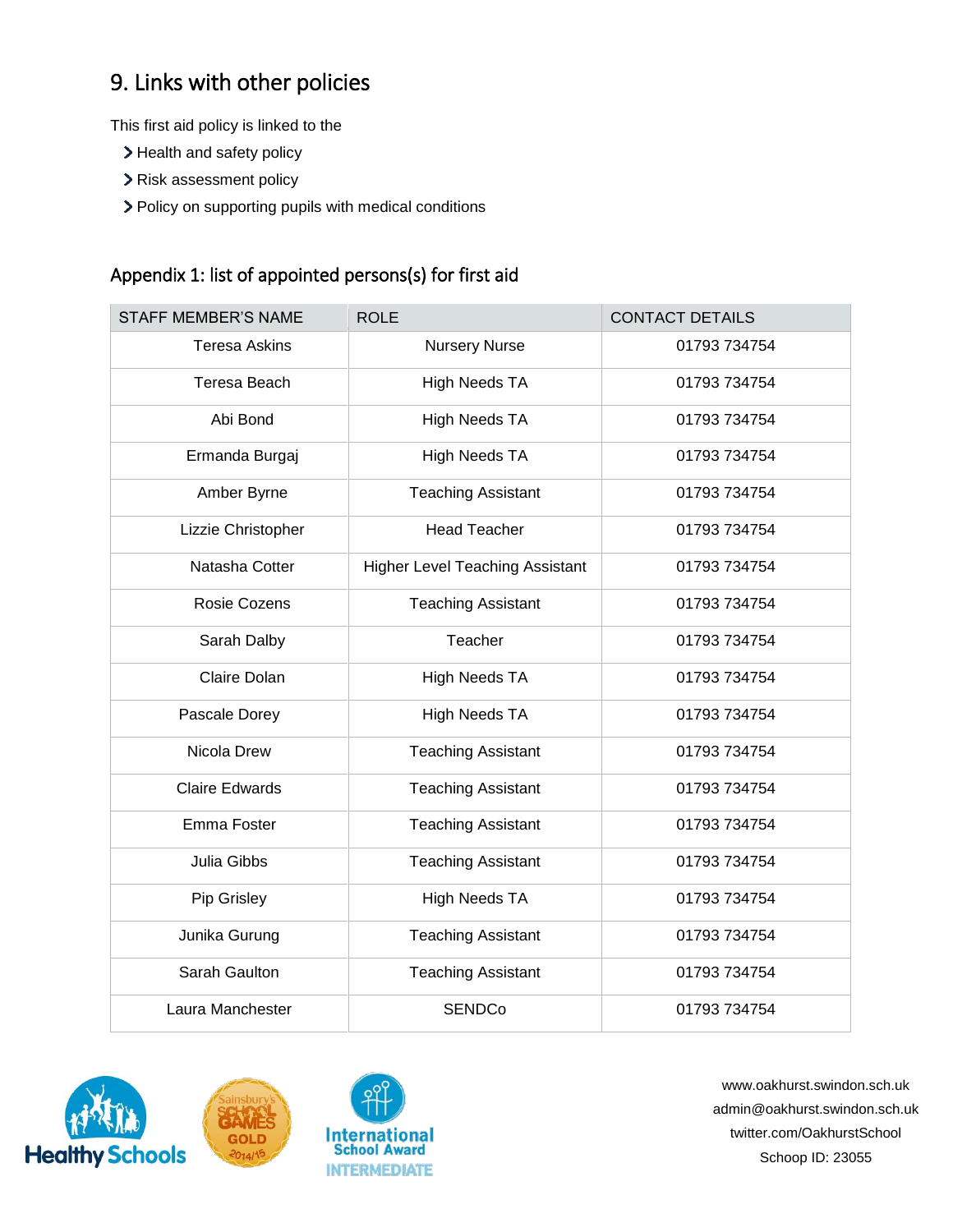## 9. Links with other policies

This first aid policy is linked to the

- Health and safety policy
- Risk assessment policy
- Policy on supporting pupils with medical conditions

### Appendix 1: list of appointed persons(s) for first aid

| STAFF MEMBER'S NAME | ROLE | CONTACT DETAILS |
|---|---|---|
| Teresa Askins | Nursery Nurse | 01793 734754 |
| Teresa Beach | High Needs TA | 01793 734754 |
| Abi Bond | High Needs TA | 01793 734754 |
| Ermanda Burgaj | High Needs TA | 01793 734754 |
| Amber Byrne | Teaching Assistant | 01793 734754 |
| Lizzie Christopher | Head Teacher | 01793 734754 |
| Natasha Cotter | Higher Level Teaching Assistant | 01793 734754 |
| Rosie Cozens | Teaching Assistant | 01793 734754 |
| Sarah Dalby | Teacher | 01793 734754 |
| Claire Dolan | High Needs TA | 01793 734754 |
| Pascale Dorey | High Needs TA | 01793 734754 |
| Nicola Drew | Teaching Assistant | 01793 734754 |
| Claire Edwards | Teaching Assistant | 01793 734754 |
| Emma Foster | Teaching Assistant | 01793 734754 |
| Julia Gibbs | Teaching Assistant | 01793 734754 |
| Pip Grisley | High Needs TA | 01793 734754 |
| Junika Gurung | Teaching Assistant | 01793 734754 |
| Sarah Gaulton | Teaching Assistant | 01793 734754 |
| Laura Manchester | SENDCo | 01793 734754 |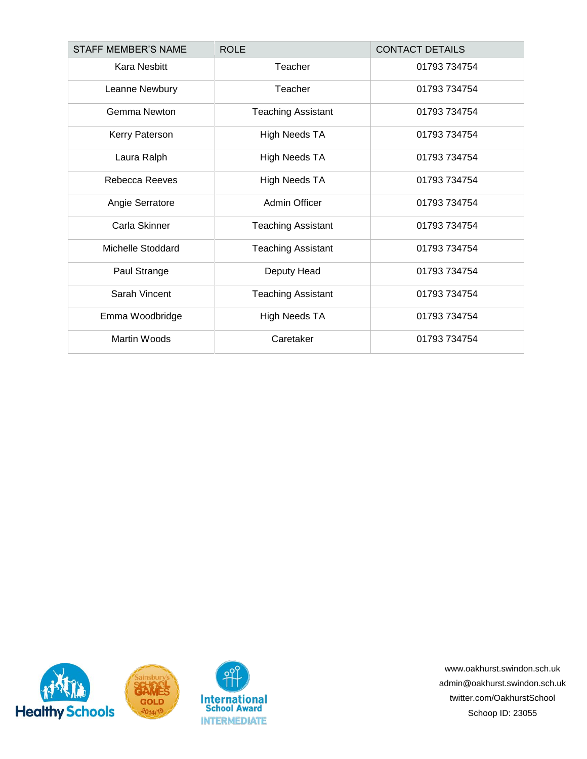| STAFF MEMBER'S NAME | ROLE | CONTACT DETAILS |
|---|---|---|
| Kara Nesbitt | Teacher | 01793 734754 |
| Leanne Newbury | Teacher | 01793 734754 |
| Gemma Newton | Teaching Assistant | 01793 734754 |
| Kerry Paterson | High Needs TA | 01793 734754 |
| Laura Ralph | High Needs TA | 01793 734754 |
| Rebecca Reeves | High Needs TA | 01793 734754 |
| Angie Serratore | Admin Officer | 01793 734754 |
| Carla Skinner | Teaching Assistant | 01793 734754 |
| Michelle Stoddard | Teaching Assistant | 01793 734754 |
| Paul Strange | Deputy Head | 01793 734754 |
| Sarah Vincent | Teaching Assistant | 01793 734754 |
| Emma Woodbridge | High Needs TA | 01793 734754 |
| Martin Woods | Caretaker | 01793 734754 |

Healthy Schools

Sainsbury's School Games GOLD 2014/15

International School Award INTERMEDIATE

www.oakhurst.swindon.sch.uk
admin@oakhurst.swindon.sch.uk
twitter.com/OakhurstSchool
Schoop ID: 23055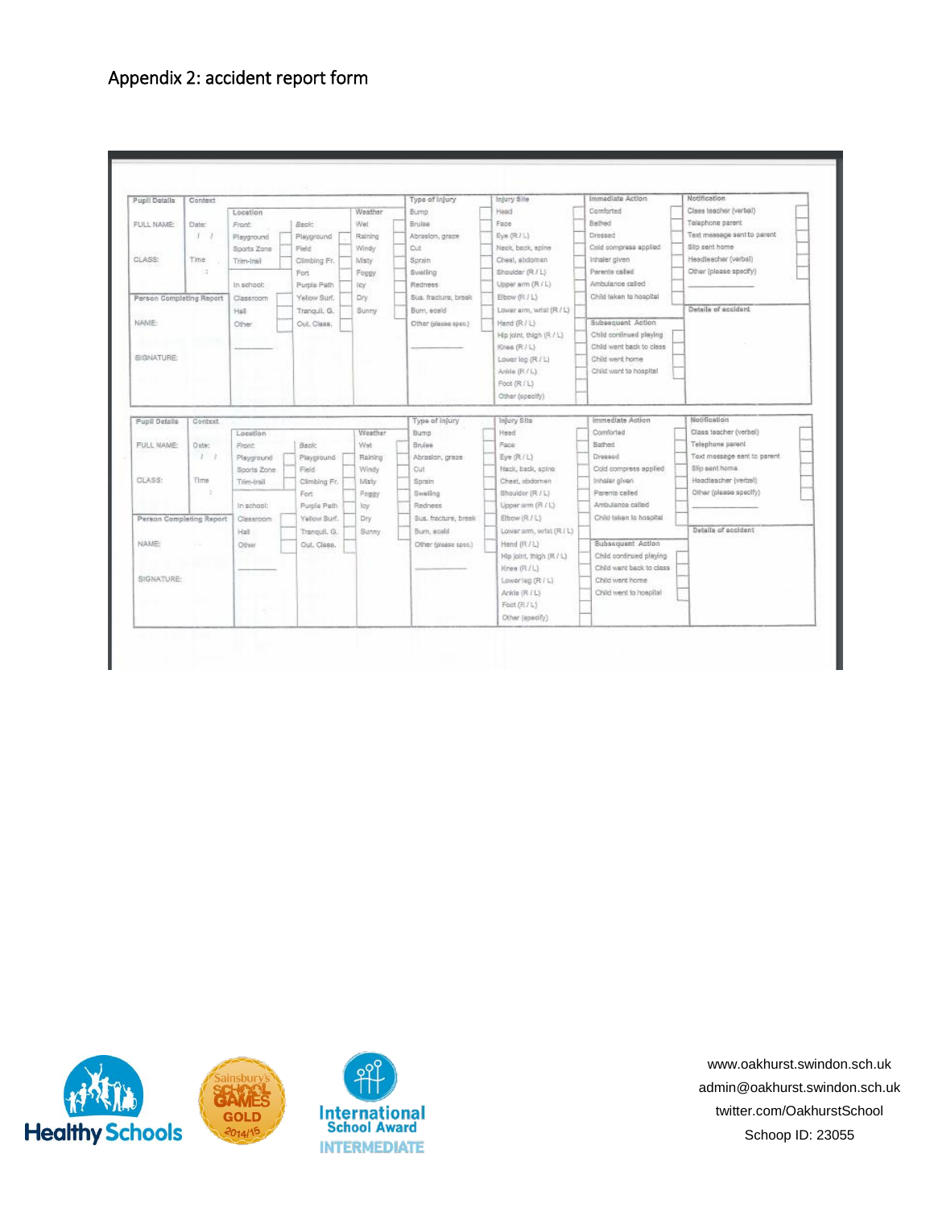## Appendix 2: accident report form

| Pupil Details | Context | | | Type of Injury | Injury Site | Immediate Action | Notification |
|---|---|---|---|---|---|---|---|
| | Location | | Weather | Bump | Head | Comforted | Class teacher (verbal) |
| FULL NAME: | Front: | Back: | Wet | Bruise | Face | Bathed | Telephone parent |
| Date: / / | Playground | Playground | Raining | Abrasion, graze | Eye (R / L) | Dressed | Text message sent to parent |
| | Sports Zone | Field | Windy | Cut | Neck, back, spine | Cold compress applied | Slip sent home |
| CLASS: Time : | Trim-trail | Climbing Fr. | Misty | Sprain | Chest, abdomen | Inhaler given | Headteacher (verbal) |
| | | Fort | Foggy | Swelling | Shoulder (R / L) | Parents called | Other (please specify) |
| | In school: | Purple Path | Icy | Redness | Upper arm (R / L) | Ambulance called | |
| Person Completing Report | Classroom | Yellow Surf. | Dry | Sus. fracture, break | Elbow (R / L) | Child taken to hospital | Details of accident |
| | Hall | Tranquil. G. | Sunny | Burn, scald | Lower arm, wrist (R / L) | | |
| NAME: | Other | Out. Class. | | Other (please spec.) | Hand (R / L) | Subsequent Action | |
| | | | | | Hip joint, thigh (R / L) | Child continued playing | |
| | | | | | Knee (R / L) | Child went back to class | |
| SIGNATURE: | | | | | Lower leg (R / L) | Child went home | |
| | | | | | Ankle (R / L) | Child went to hospital | |
| | | | | | Foot (R / L) | | |
| | | | | | Other (specify) | | |

| Pupil Details | Context | | | Type of Injury | Injury Site | Immediate Action | Notification |
|---|---|---|---|---|---|---|---|
| | Location | | Weather | Bump | Head | Comforted | Class teacher (verbal) |
| FULL NAME: | Front: | Back: | Wet | Bruise | Face | Bathed | Telephone parent |
| Date: / / | Playground | Playground | Raining | Abrasion, graze | Eye (R / L) | Dressed | Text message sent to parent |
| | Sports Zone | Field | Windy | Cut | Neck, back, spine | Cold compress applied | Slip sent home |
| CLASS: Time : | Trim-trail | Climbing Fr. | Misty | Sprain | Chest, abdomen | Inhaler given | Headteacher (verbal) |
| | | Fort | Foggy | Swelling | Shoulder (R / L) | Parents called | Other (please specify) |
| | In school: | Purple Path | Icy | Redness | Upper arm (R / L) | Ambulance called | |
| Person Completing Report | Classroom | Yellow Surf. | Dry | Sus. fracture, break | Elbow (R / L) | Child taken to hospital | Details of accident |
| | Hall | Tranquil. G. | Sunny | Burn, scald | Lower arm, wrist (R / L) | | |
| NAME: | Other | Out. Class. | | Other (please spec.) | Hand (R / L) | Subsequent Action | |
| | | | | | Hip joint, thigh (R / L) | Child continued playing | |
| | | | | | Knee (R / L) | Child went back to class | |
| SIGNATURE: | | | | | Lower leg (R / L) | Child went home | |
| | | | | | Ankle (R / L) | Child went to hospital | |
| | | | | | Foot (R / L) | | |
| | | | | | Other (specify) | | |

www.oakhurst.swindon.sch.uk
admin@oakhurst.swindon.sch.uk
twitter.com/OakhurstSchool
Schoop ID: 23055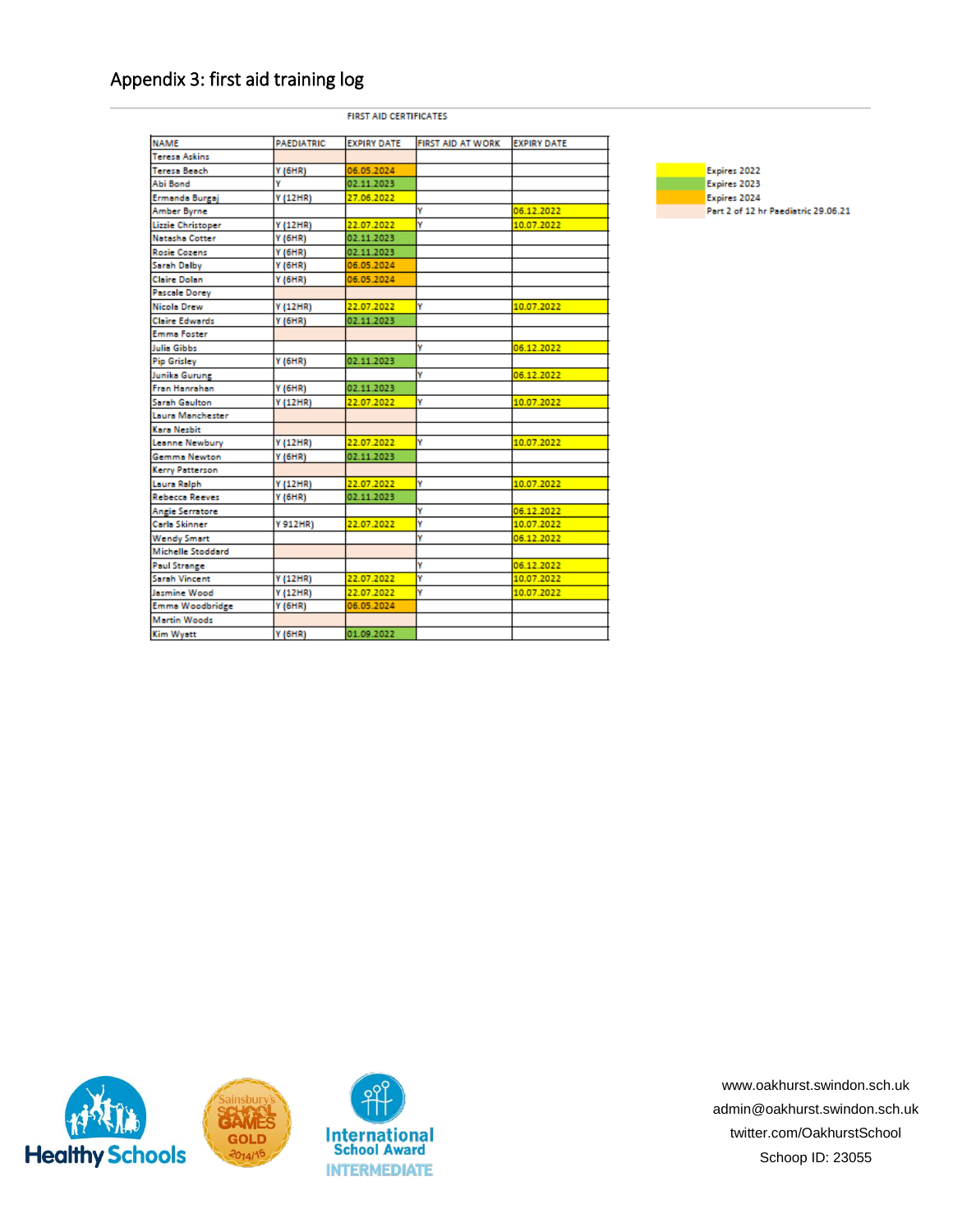## Appendix 3: first aid training log

FIRST AID CERTIFICATES

| NAME | PAEDIATRIC | EXPIRY DATE | FIRST AID AT WORK | EXPIRY DATE |
|---|---|---|---|---|
| Teresa Askins | | | | |
| Teresa Beach | Y (6HR) | 06.05.2024 | | |
| Abi Bond | Y | 02.11.2023 | | |
| Ermanda Burgaj | Y (12HR) | 27.06.2022 | | |
| Amber Byrne | | | Y | 06.12.2022 |
| Lizzie Christoper | Y (12HR) | 22.07.2022 | Y | 10.07.2022 |
| Natasha Cotter | Y (6HR) | 02.11.2023 | | |
| Rosie Cozens | Y (6HR) | 02.11.2023 | | |
| Sarah Dalby | Y (6HR) | 06.05.2024 | | |
| Claire Dolan | Y (6HR) | 06.05.2024 | | |
| Pascale Dorey | | | | |
| Nicola Drew | Y (12HR) | 22.07.2022 | Y | 10.07.2022 |
| Claire Edwards | Y (6HR) | 02.11.2023 | | |
| Emma Foster | | | | |
| Julia Gibbs | | | Y | 06.12.2022 |
| Pip Grisley | Y (6HR) | 02.11.2023 | | |
| Junika Gurung | | | Y | 06.12.2022 |
| Fran Hanrahan | Y (6HR) | 02.11.2023 | | |
| Sarah Gaulton | Y (12HR) | 22.07.2022 | Y | 10.07.2022 |
| Laura Manchester | | | | |
| Kara Nesbit | | | | |
| Leanne Newbury | Y (12HR) | 22.07.2022 | Y | 10.07.2022 |
| Gemma Newton | Y (6HR) | 02.11.2023 | | |
| Kerry Patterson | | | | |
| Laura Ralph | Y (12HR) | 22.07.2022 | Y | 10.07.2022 |
| Rebecca Reeves | Y (6HR) | 02.11.2023 | | |
| Angie Serratore | | | Y | 06.12.2022 |
| Carla Skinner | Y 912HR) | 22.07.2022 | Y | 10.07.2022 |
| Wendy Smart | | | Y | 06.12.2022 |
| Michelle Stoddard | | | | |
| Paul Strange | | | Y | 06.12.2022 |
| Sarah Vincent | Y (12HR) | 22.07.2022 | Y | 10.07.2022 |
| Jasmine Wood | Y (12HR) | 22.07.2022 | Y | 10.07.2022 |
| Emma Woodbridge | Y (6HR) | 06.05.2024 | | |
| Martin Woods | | | | |
| Kim Wyatt | Y (6HR) | 01.09.2022 | | |

Key:
- Expires 2022
- Expires 2023
- Expires 2024
- Part 2 of 12 hr Paediatric 29.06.21

www.oakhurst.swindon.sch.uk
admin@oakhurst.swindon.sch.uk
twitter.com/OakhurstSchool
Schoop ID: 23055